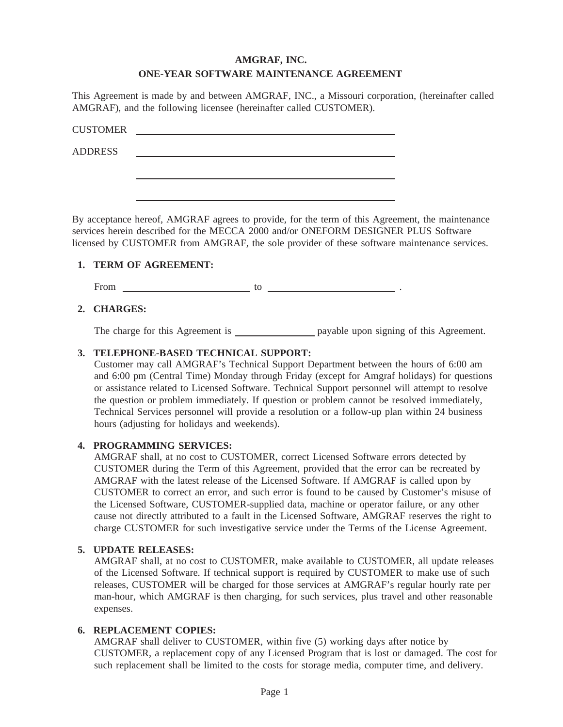# AMGRAF, INC.

## ONE-YEAR SOFTWARE MAINTENANCE AGREEMENT

This Agreement is made by and between AMGRAF, INC., a Missouri corporation, (hereinafter called AMGRAF), and the following licensee (hereinafter called CUSTOMER).

CUSTOMER ______________________________________________

ADDRESS ______________________________________________

______________________________________________

______________________________________________

By acceptance hereof, AMGRAF agrees to provide, for the term of this Agreement, the maintenance services herein described for the MECCA 2000 and/or ONEFORM DESIGNER PLUS Software licensed by CUSTOMER from AMGRAF, the sole provider of these software maintenance services.

1. **TERM OF AGREEMENT:**

   From ________________________ to ________________________ .

2. **CHARGES:**

   The charge for this Agreement is ______________ payable upon signing of this Agreement.

3. **TELEPHONE-BASED TECHNICAL SUPPORT:**
   Customer may call AMGRAF's Technical Support Department between the hours of 6:00 am and 6:00 pm (Central Time) Monday through Friday (except for Amgraf holidays) for questions or assistance related to Licensed Software. Technical Support personnel will attempt to resolve the question or problem immediately. If question or problem cannot be resolved immediately, Technical Services personnel will provide a resolution or a follow-up plan within 24 business hours (adjusting for holidays and weekends).

4. **PROGRAMMING SERVICES:**
   AMGRAF shall, at no cost to CUSTOMER, correct Licensed Software errors detected by CUSTOMER during the Term of this Agreement, provided that the error can be recreated by AMGRAF with the latest release of the Licensed Software. If AMGRAF is called upon by CUSTOMER to correct an error, and such error is found to be caused by Customer's misuse of the Licensed Software, CUSTOMER-supplied data, machine or operator failure, or any other cause not directly attributed to a fault in the Licensed Software, AMGRAF reserves the right to charge CUSTOMER for such investigative service under the Terms of the License Agreement.

5. **UPDATE RELEASES:**
   AMGRAF shall, at no cost to CUSTOMER, make available to CUSTOMER, all update releases of the Licensed Software. If technical support is required by CUSTOMER to make use of such releases, CUSTOMER will be charged for those services at AMGRAF's regular hourly rate per man-hour, which AMGRAF is then charging, for such services, plus travel and other reasonable expenses.

6. **REPLACEMENT COPIES:**
   AMGRAF shall deliver to CUSTOMER, within five (5) working days after notice by CUSTOMER, a replacement copy of any Licensed Program that is lost or damaged. The cost for such replacement shall be limited to the costs for storage media, computer time, and delivery.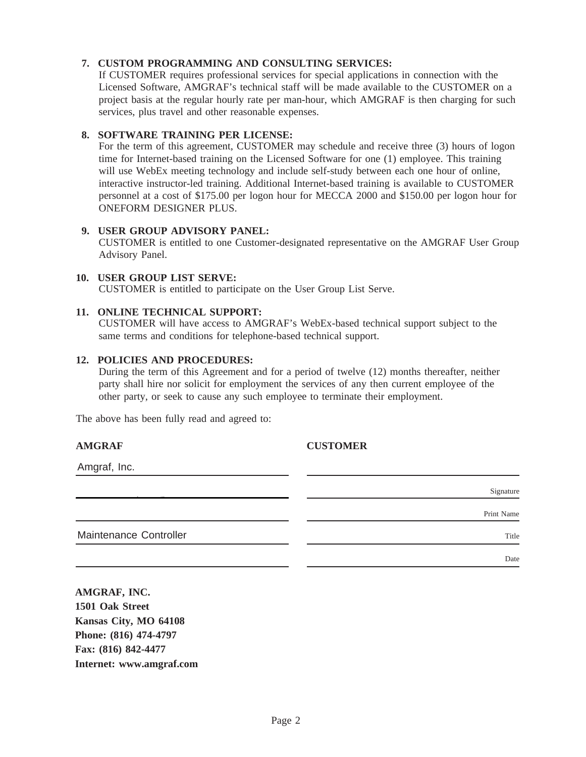7. **CUSTOM PROGRAMMING AND CONSULTING SERVICES:**
   If CUSTOMER requires professional services for special applications in connection with the Licensed Software, AMGRAF's technical staff will be made available to the CUSTOMER on a project basis at the regular hourly rate per man-hour, which AMGRAF is then charging for such services, plus travel and other reasonable expenses.

8. **SOFTWARE TRAINING PER LICENSE:**
   For the term of this agreement, CUSTOMER may schedule and receive three (3) hours of logon time for Internet-based training on the Licensed Software for one (1) employee. This training will use WebEx meeting technology and include self-study between each one hour of online, interactive instructor-led training. Additional Internet-based training is available to CUSTOMER personnel at a cost of $175.00 per logon hour for MECCA 2000 and $150.00 per logon hour for ONEFORM DESIGNER PLUS.

9. **USER GROUP ADVISORY PANEL:**
   CUSTOMER is entitled to one Customer-designated representative on the AMGRAF User Group Advisory Panel.

10. **USER GROUP LIST SERVE:**
    CUSTOMER is entitled to participate on the User Group List Serve.

11. **ONLINE TECHNICAL SUPPORT:**
    CUSTOMER will have access to AMGRAF's WebEx-based technical support subject to the same terms and conditions for telephone-based technical support.

12. **POLICIES AND PROCEDURES:**
    During the term of this Agreement and for a period of twelve (12) months thereafter, neither party shall hire nor solicit for employment the services of any then current employee of the other party, or seek to cause any such employee to terminate their employment.

The above has been fully read and agreed to:

| **AMGRAF** | **CUSTOMER** |
| --- | --- |
| Amgraf, Inc. | |
| | Signature |
| | Print Name |
| Maintenance Controller | Title |
| | Date |

**AMGRAF, INC.**
**1501 Oak Street**
**Kansas City, MO 64108**
**Phone: (816) 474-4797**
**Fax: (816) 842-4477**
**Internet: www.amgraf.com**